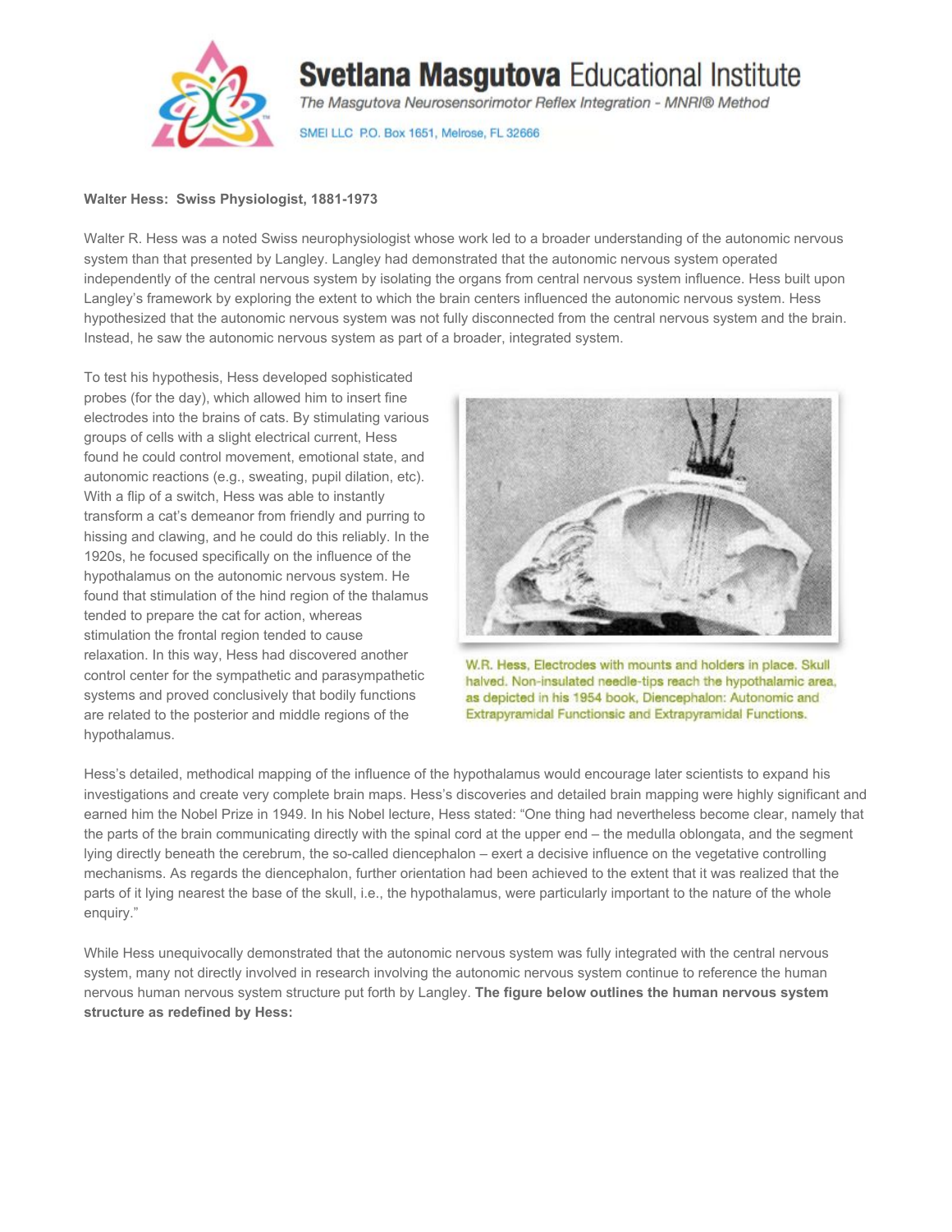**Walter Hess: Swiss Physiologist, 1881-1973**

Walter R. Hess was a noted Swiss neurophysiologist whose work led to a broader understanding of the autonomic nervous system than that presented by Langley. Langley had demonstrated that the autonomic nervous system operated independently of the central nervous system by isolating the organs from central nervous system influence. Hess built upon Langley's framework by exploring the extent to which the brain centers influenced the autonomic nervous system. Hess hypothesized that the autonomic nervous system was not fully disconnected from the central nervous system and the brain. Instead, he saw the autonomic nervous system as part of a broader, integrated system.

To test his hypothesis, Hess developed sophisticated probes (for the day), which allowed him to insert fine electrodes into the brains of cats. By stimulating various groups of cells with a slight electrical current, Hess found he could control movement, emotional state, and autonomic reactions (e.g., sweating, pupil dilation, etc). With a flip of a switch, Hess was able to instantly transform a cat's demeanor from friendly and purring to hissing and clawing, and he could do this reliably. In the 1920s, he focused specifically on the influence of the hypothalamus on the autonomic nervous system. He found that stimulation of the hind region of the thalamus tended to prepare the cat for action, whereas stimulation the frontal region tended to cause relaxation. In this way, Hess had discovered another control center for the sympathetic and parasympathetic systems and proved conclusively that bodily functions are related to the posterior and middle regions of the hypothalamus.

W.R. Hess, Electrodes with mounts and holders in place. Skull halved. Non-insulated needle-tips reach the hypothalamic area, as depicted in his 1954 book, Diencephalon: Autonomic and Extrapyramidal Functionsic and Extrapyramidal Functions.

Hess's detailed, methodical mapping of the influence of the hypothalamus would encourage later scientists to expand his investigations and create very complete brain maps. Hess's discoveries and detailed brain mapping were highly significant and earned him the Nobel Prize in 1949. In his Nobel lecture, Hess stated: "One thing had nevertheless become clear, namely that the parts of the brain communicating directly with the spinal cord at the upper end – the medulla oblongata, and the segment lying directly beneath the cerebrum, the so-called diencephalon – exert a decisive influence on the vegetative controlling mechanisms. As regards the diencephalon, further orientation had been achieved to the extent that it was realized that the parts of it lying nearest the base of the skull, i.e., the hypothalamus, were particularly important to the nature of the whole enquiry."

While Hess unequivocally demonstrated that the autonomic nervous system was fully integrated with the central nervous system, many not directly involved in research involving the autonomic nervous system continue to reference the human nervous human nervous system structure put forth by Langley. **The figure below outlines the human nervous system structure as redefined by Hess:**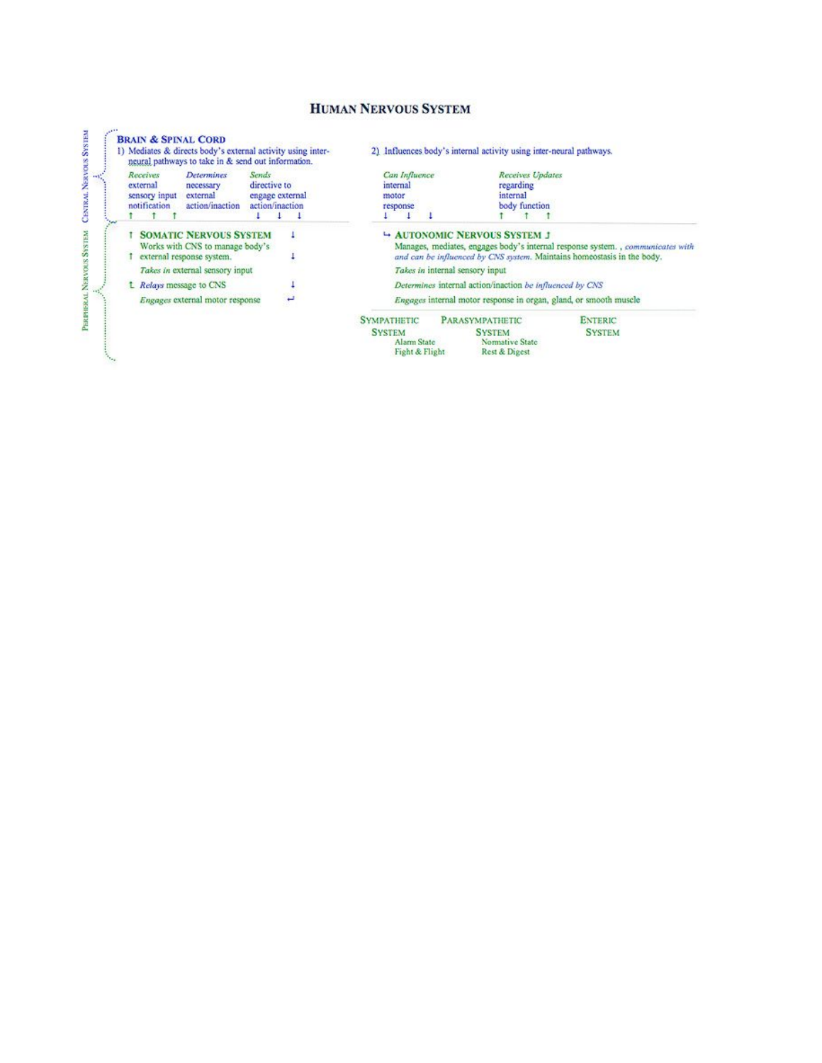# HUMAN NERVOUS SYSTEM

CENTRAL NERVOUS SYSTEM

## BRAIN & SPINAL CORD

1) Mediates & directs body's external activity using inter-neural pathways to take in & send out information.

| *Receives* | *Determines* | *Sends* |
|---|---|---|
| external sensory input notification | necessary external action/inaction | directive to engage external action/inaction |
| ↑ ↑ ↑ | | ↓ ↓ ↓ |

2) Influences body's internal activity using inter-neural pathways.

| *Can Influence* | *Receives Updates* |
|---|---|
| internal motor response | regarding internal body function |
| ↓ ↓ ↓ | ↑ ↑ ↑ |

PERIPHERAL NERVOUS SYSTEM

### ↑ SOMATIC NERVOUS SYSTEM ↓

Works with CNS to manage body's external response system. ↑ ↓

*Takes in* external sensory input

*Relays* message to CNS ↓

*Engages* external motor response ↵

### ↳ AUTONOMIC NERVOUS SYSTEM

Manages, mediates, engages body's internal response system. , *communicates with and can be influenced by CNS system.* Maintains homeostasis in the body.

*Takes in* internal sensory input

*Determines* internal action/inaction *be influenced by CNS*

*Engages* internal motor response in organ, gland, or smooth muscle

| SYMPATHETIC SYSTEM | PARASYMPATHETIC SYSTEM | ENTERIC SYSTEM |
|---|---|---|
| Alarm State | Normative State | |
| Fight & Flight | Rest & Digest | |